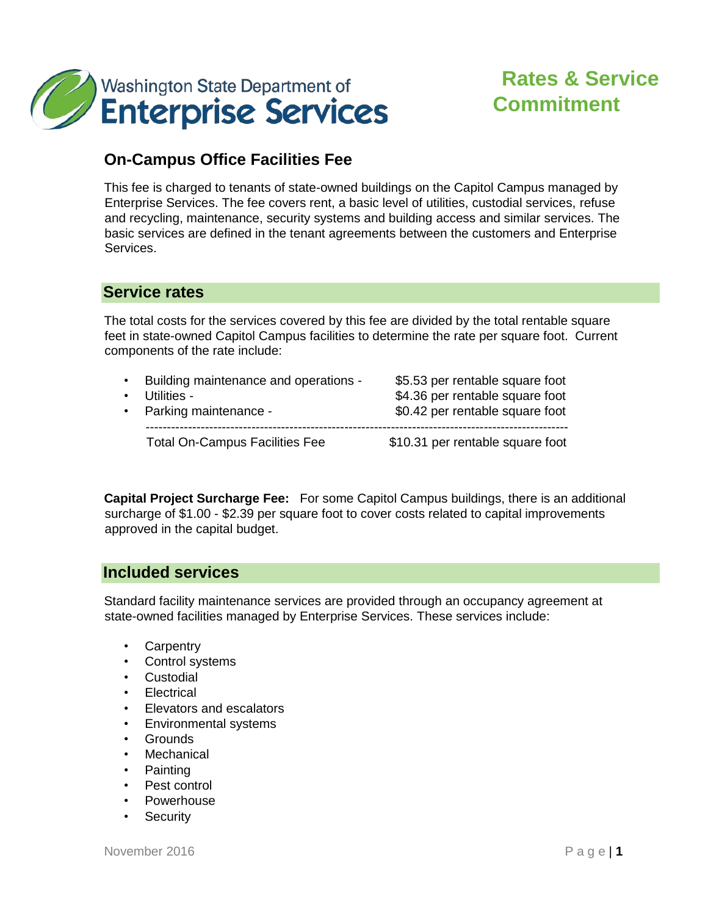Washington State Department of Enterprise Services

# Rates & Service Commitment

## On-Campus Office Facilities Fee

This fee is charged to tenants of state-owned buildings on the Capitol Campus managed by Enterprise Services. The fee covers rent, a basic level of utilities, custodial services, refuse and recycling, maintenance, security systems and building access and similar services. The basic services are defined in the tenant agreements between the customers and Enterprise Services.

## Service rates

The total costs for the services covered by this fee are divided by the total rentable square feet in state-owned Capitol Campus facilities to determine the rate per square foot. Current components of the rate include:

| Component | Rate |
|---|---|
| Building maintenance and operations - | $5.53 per rentable square foot |
| Utilities - | $4.36 per rentable square foot |
| Parking maintenance - | $0.42 per rentable square foot |
| Total On-Campus Facilities Fee | $10.31 per rentable square foot |

**Capital Project Surcharge Fee:** For some Capitol Campus buildings, there is an additional surcharge of $1.00 - $2.39 per square foot to cover costs related to capital improvements approved in the capital budget.

## Included services

Standard facility maintenance services are provided through an occupancy agreement at state-owned facilities managed by Enterprise Services. These services include:

- Carpentry
- Control systems
- Custodial
- Electrical
- Elevators and escalators
- Environmental systems
- Grounds
- Mechanical
- Painting
- Pest control
- Powerhouse
- Security

November 2016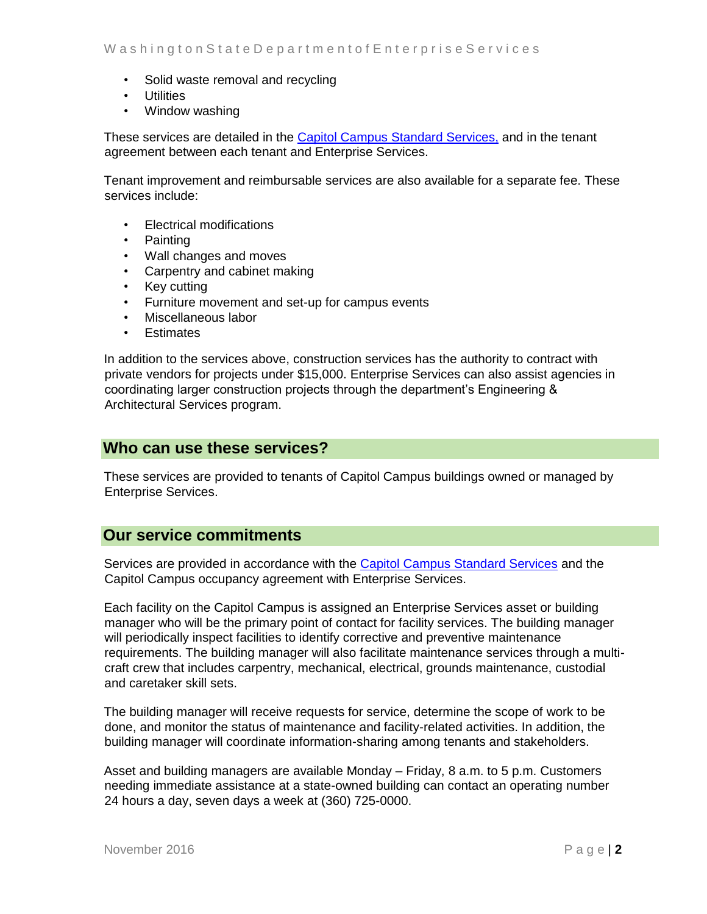- Solid waste removal and recycling
- Utilities
- Window washing

These services are detailed in the Capitol Campus Standard Services, and in the tenant agreement between each tenant and Enterprise Services.

Tenant improvement and reimbursable services are also available for a separate fee. These services include:

- Electrical modifications
- Painting
- Wall changes and moves
- Carpentry and cabinet making
- Key cutting
- Furniture movement and set-up for campus events
- Miscellaneous labor
- Estimates

In addition to the services above, construction services has the authority to contract with private vendors for projects under $15,000. Enterprise Services can also assist agencies in coordinating larger construction projects through the department's Engineering & Architectural Services program.

## Who can use these services?

These services are provided to tenants of Capitol Campus buildings owned or managed by Enterprise Services.

## Our service commitments

Services are provided in accordance with the Capitol Campus Standard Services and the Capitol Campus occupancy agreement with Enterprise Services.

Each facility on the Capitol Campus is assigned an Enterprise Services asset or building manager who will be the primary point of contact for facility services. The building manager will periodically inspect facilities to identify corrective and preventive maintenance requirements. The building manager will also facilitate maintenance services through a multi-craft crew that includes carpentry, mechanical, electrical, grounds maintenance, custodial and caretaker skill sets.

The building manager will receive requests for service, determine the scope of work to be done, and monitor the status of maintenance and facility-related activities. In addition, the building manager will coordinate information-sharing among tenants and stakeholders.

Asset and building managers are available Monday – Friday, 8 a.m. to 5 p.m. Customers needing immediate assistance at a state-owned building can contact an operating number 24 hours a day, seven days a week at (360) 725-0000.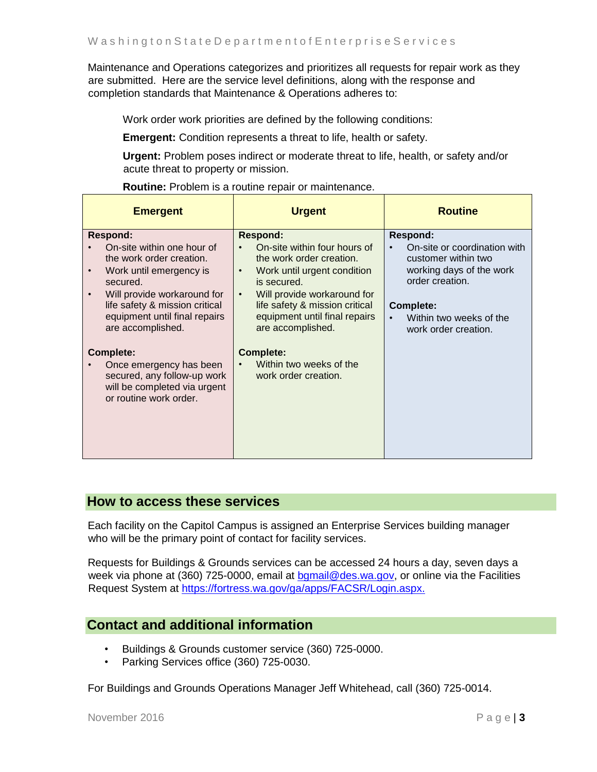Maintenance and Operations categorizes and prioritizes all requests for repair work as they are submitted. Here are the service level definitions, along with the response and completion standards that Maintenance & Operations adheres to:

Work order work priorities are defined by the following conditions:

**Emergent:** Condition represents a threat to life, health or safety.

**Urgent:** Problem poses indirect or moderate threat to life, health, or safety and/or acute threat to property or mission.

**Routine:** Problem is a routine repair or maintenance.

| Emergent | Urgent | Routine |
| --- | --- | --- |
| **Respond:**<br>• On-site within one hour of the work order creation.<br>• Work until emergency is secured.<br>• Will provide workaround for life safety & mission critical equipment until final repairs are accomplished.<br><br>**Complete:**<br>• Once emergency has been secured, any follow-up work will be completed via urgent or routine work order. | **Respond:**<br>• On-site within four hours of the work order creation.<br>• Work until urgent condition is secured.<br>• Will provide workaround for life safety & mission critical equipment until final repairs are accomplished.<br><br>**Complete:**<br>• Within two weeks of the work order creation. | **Respond:**<br>• On-site or coordination with customer within two working days of the work order creation.<br><br>**Complete:**<br>• Within two weeks of the work order creation. |

## How to access these services

Each facility on the Capitol Campus is assigned an Enterprise Services building manager who will be the primary point of contact for facility services.

Requests for Buildings & Grounds services can be accessed 24 hours a day, seven days a week via phone at (360) 725-0000, email at bgmail@des.wa.gov, or online via the Facilities Request System at https://fortress.wa.gov/ga/apps/FACSR/Login.aspx.

## Contact and additional information

- Buildings & Grounds customer service (360) 725-0000.
- Parking Services office (360) 725-0030.

For Buildings and Grounds Operations Manager Jeff Whitehead, call (360) 725-0014.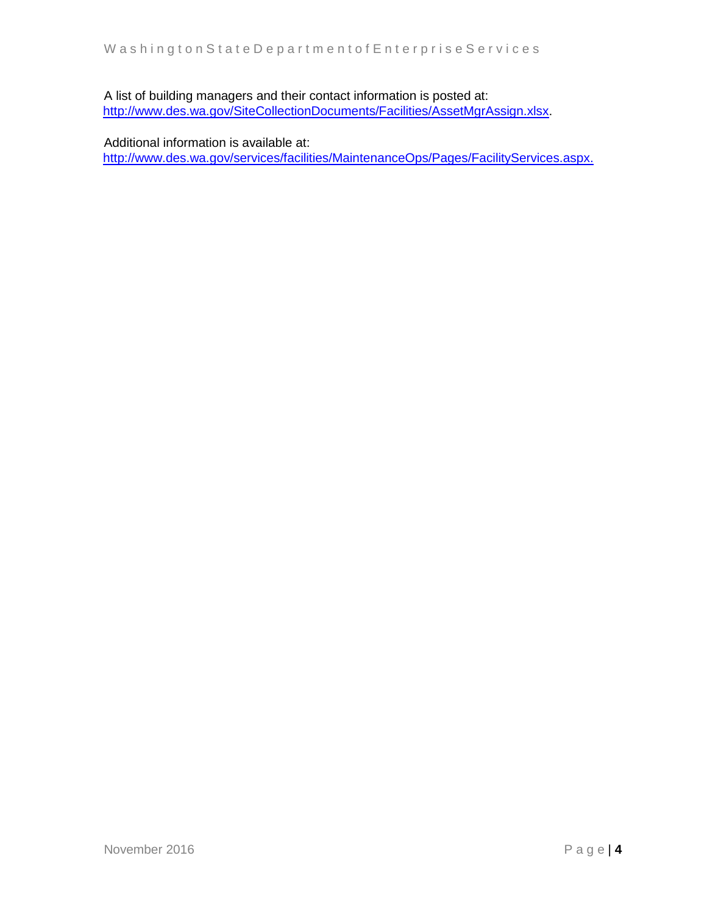A list of building managers and their contact information is posted at: http://www.des.wa.gov/SiteCollectionDocuments/Facilities/AssetMgrAssign.xlsx.

Additional information is available at: http://www.des.wa.gov/services/facilities/MaintenanceOps/Pages/FacilityServices.aspx.